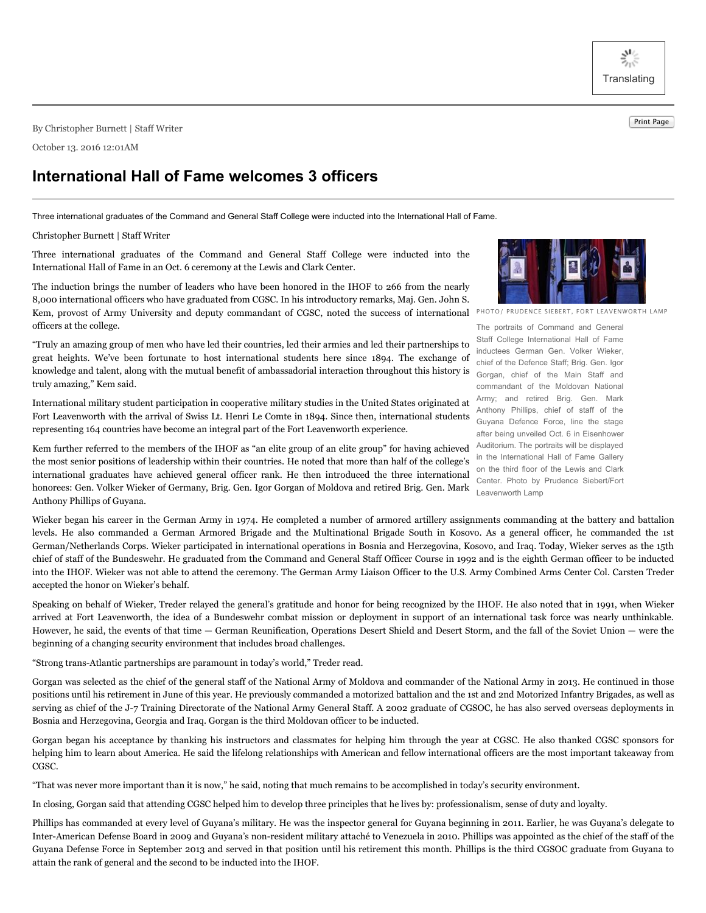By Christopher Burnett | Staff Writer

October 13. 2016 12:01AM

# International Hall of Fame welcomes 3 officers

Three international graduates of the Command and General Staff College were inducted into the International Hall of Fame.

Christopher Burnett | Staff Writer

Three international graduates of the Command and General Staff College were inducted into the International Hall of Fame in an Oct. 6 ceremony at the Lewis and Clark Center.

The induction brings the number of leaders who have been honored in the IHOF to 266 from the nearly 8,000 international officers who have graduated from CGSC. In his introductory remarks, Maj. Gen. John S. Kem, provost of Army University and deputy commandant of CGSC, noted the success of international officers at the college.

“Truly an amazing group of men who have led their countries, led their armies and led their partnerships to great heights. We’ve been fortunate to host international students here since 1894. The exchange of knowledge and talent, along with the mutual benefit of ambassadorial interaction throughout this history is truly amazing,” Kem said.

International military student participation in cooperative military studies in the United States originated at Fort Leavenworth with the arrival of Swiss Lt. Henri Le Comte in 1894. Since then, international students representing 164 countries have become an integral part of the Fort Leavenworth experience.

Kem further referred to the members of the IHOF as “an elite group of an elite group” for having achieved the most senior positions of leadership within their countries. He noted that more than half of the college’s international graduates have achieved general officer rank. He then introduced the three international honorees: Gen. Volker Wieker of Germany, Brig. Gen. Igor Gorgan of Moldova and retired Brig. Gen. Mark Anthony Phillips of Guyana.

PHOTO/ PRUDENCE SIEBERT, FORT LEAVENWORTH LAMP

The portraits of Command and General Staff College International Hall of Fame inductees German Gen. Volker Wieker, chief of the Defence Staff; Brig. Gen. Igor Gorgan, chief of the Main Staff and commandant of the Moldovan National Army; and retired Brig. Gen. Mark Anthony Phillips, chief of staff of the Guyana Defence Force, line the stage after being unveiled Oct. 6 in Eisenhower Auditorium. The portraits will be displayed in the International Hall of Fame Gallery on the third floor of the Lewis and Clark Center. Photo by Prudence Siebert/Fort Leavenworth Lamp

Wieker began his career in the German Army in 1974. He completed a number of armored artillery assignments commanding at the battery and battalion levels. He also commanded a German Armored Brigade and the Multinational Brigade South in Kosovo. As a general officer, he commanded the 1st German/Netherlands Corps. Wieker participated in international operations in Bosnia and Herzegovina, Kosovo, and Iraq. Today, Wieker serves as the 15th chief of staff of the Bundeswehr. He graduated from the Command and General Staff Officer Course in 1992 and is the eighth German officer to be inducted into the IHOF. Wieker was not able to attend the ceremony. The German Army Liaison Officer to the U.S. Army Combined Arms Center Col. Carsten Treder accepted the honor on Wieker’s behalf.

Speaking on behalf of Wieker, Treder relayed the general’s gratitude and honor for being recognized by the IHOF. He also noted that in 1991, when Wieker arrived at Fort Leavenworth, the idea of a Bundeswehr combat mission or deployment in support of an international task force was nearly unthinkable. However, he said, the events of that time — German Reunification, Operations Desert Shield and Desert Storm, and the fall of the Soviet Union — were the beginning of a changing security environment that includes broad challenges.

“Strong trans-Atlantic partnerships are paramount in today’s world,” Treder read.

Gorgan was selected as the chief of the general staff of the National Army of Moldova and commander of the National Army in 2013. He continued in those positions until his retirement in June of this year. He previously commanded a motorized battalion and the 1st and 2nd Motorized Infantry Brigades, as well as serving as chief of the J-7 Training Directorate of the National Army General Staff. A 2002 graduate of CGSOC, he has also served overseas deployments in Bosnia and Herzegovina, Georgia and Iraq. Gorgan is the third Moldovan officer to be inducted.

Gorgan began his acceptance by thanking his instructors and classmates for helping him through the year at CGSC. He also thanked CGSC sponsors for helping him to learn about America. He said the lifelong relationships with American and fellow international officers are the most important takeaway from CGSC.

“That was never more important than it is now,” he said, noting that much remains to be accomplished in today’s security environment.

In closing, Gorgan said that attending CGSC helped him to develop three principles that he lives by: professionalism, sense of duty and loyalty.

Phillips has commanded at every level of Guyana’s military. He was the inspector general for Guyana beginning in 2011. Earlier, he was Guyana’s delegate to Inter-American Defense Board in 2009 and Guyana’s non-resident military attaché to Venezuela in 2010. Phillips was appointed as the chief of the staff of the Guyana Defense Force in September 2013 and served in that position until his retirement this month. Phillips is the third CGSOC graduate from Guyana to attain the rank of general and the second to be inducted into the IHOF.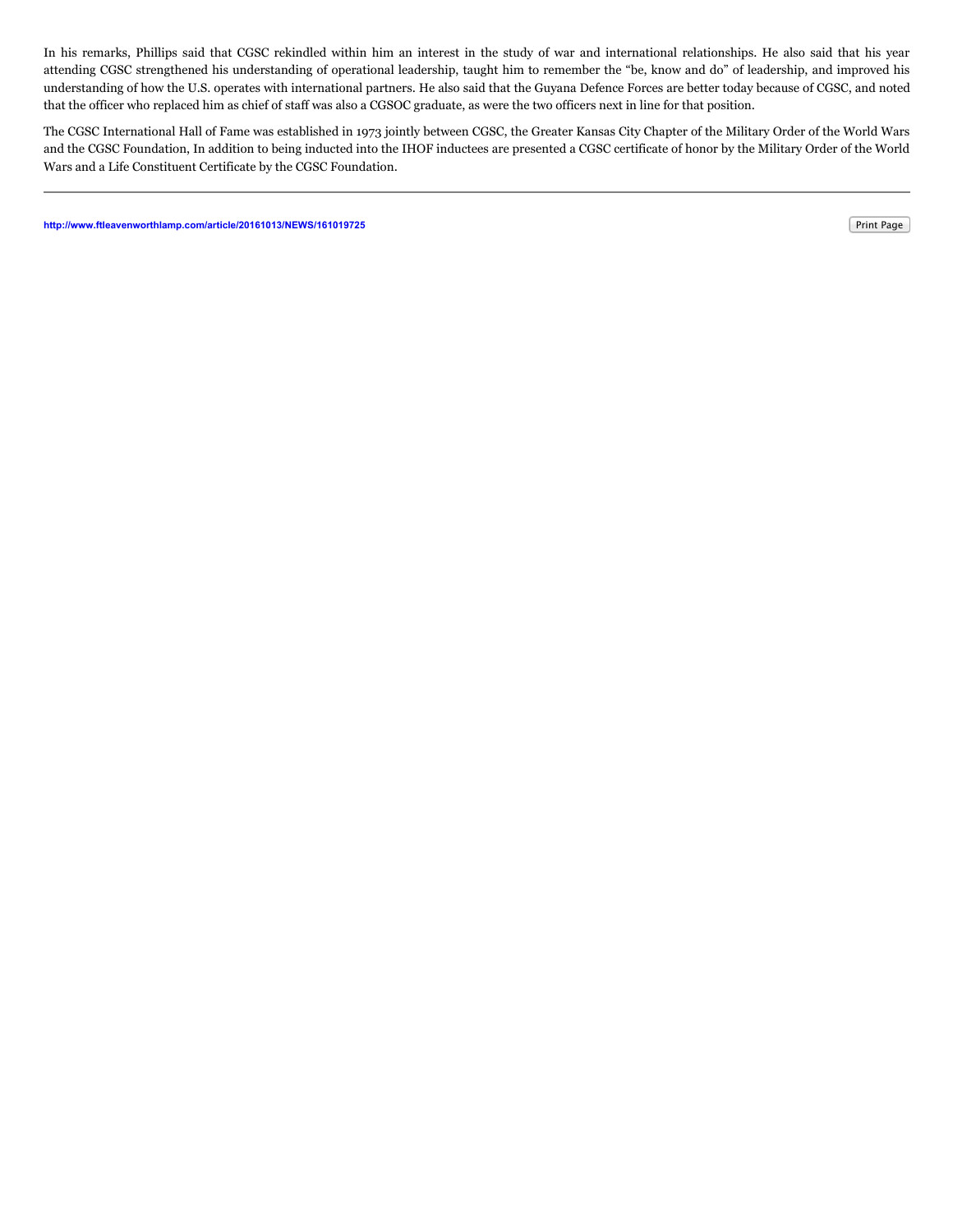In his remarks, Phillips said that CGSC rekindled within him an interest in the study of war and international relationships. He also said that his year attending CGSC strengthened his understanding of operational leadership, taught him to remember the "be, know and do" of leadership, and improved his understanding of how the U.S. operates with international partners. He also said that the Guyana Defence Forces are better today because of CGSC, and noted that the officer who replaced him as chief of staff was also a CGSOC graduate, as were the two officers next in line for that position.

The CGSC International Hall of Fame was established in 1973 jointly between CGSC, the Greater Kansas City Chapter of the Military Order of the World Wars and the CGSC Foundation, In addition to being inducted into the IHOF inductees are presented a CGSC certificate of honor by the Military Order of the World Wars and a Life Constituent Certificate by the CGSC Foundation.

---

http://www.ftleavenworthlamp.com/article/20161013/NEWS/161019725